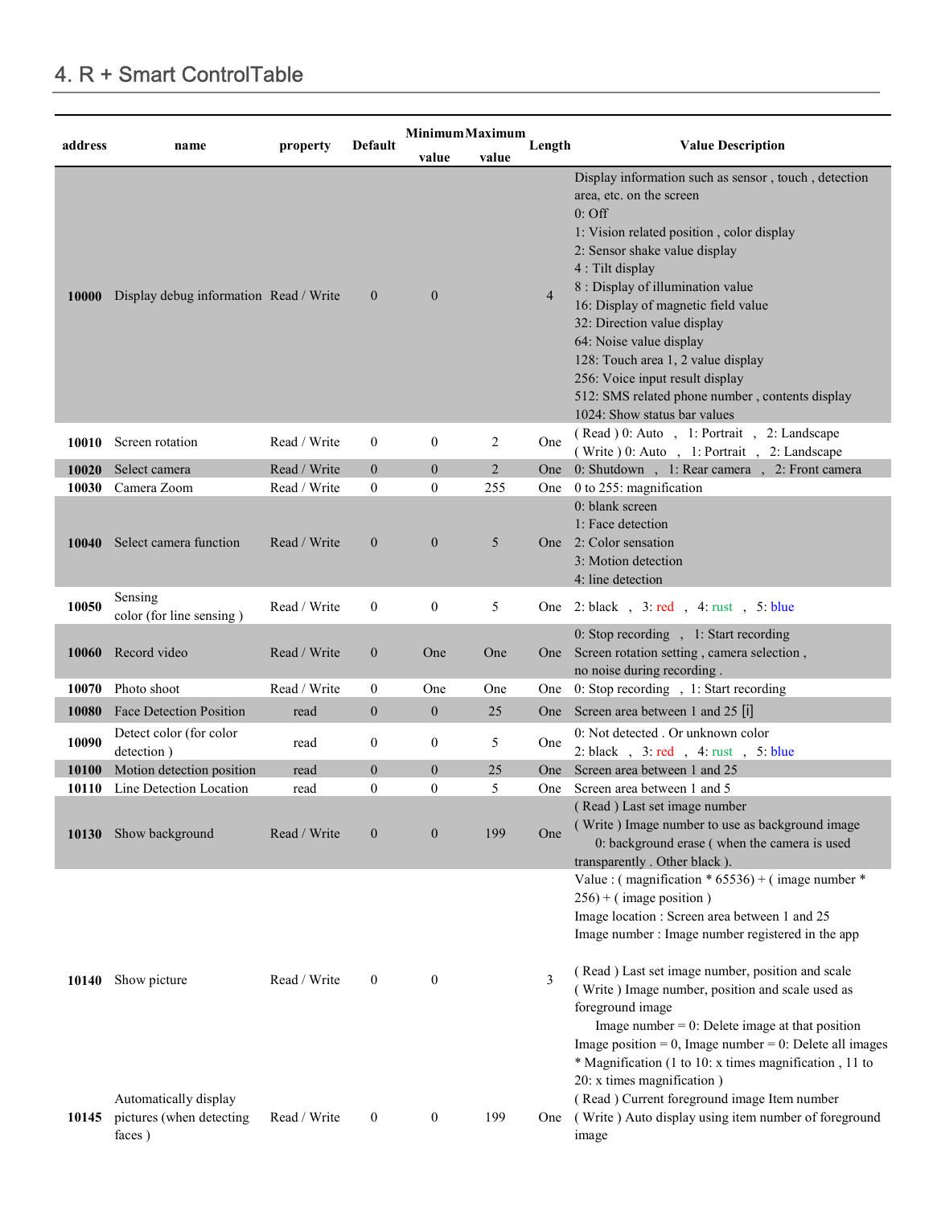# 4. R + Smart ControlTable

| address | name | property | Default | Minimum value | Maximum value | Length | Value Description |
|---|---|---|---|---|---|---|---|
| 10000 | Display debug information | Read / Write | 0 | 0 | | 4 | Display information such as sensor , touch , detection area, etc. on the screen<br>0: Off<br>1: Vision related position , color display<br>2: Sensor shake value display<br>4 : Tilt display<br>8 : Display of illumination value<br>16: Display of magnetic field value<br>32: Direction value display<br>64: Noise value display<br>128: Touch area 1, 2 value display<br>256: Voice input result display<br>512: SMS related phone number , contents display<br>1024: Show status bar values |
| 10010 | Screen rotation | Read / Write | 0 | 0 | 2 | One | ( Read ) 0: Auto , 1: Portrait , 2: Landscape<br>( Write ) 0: Auto , 1: Portrait , 2: Landscape |
| 10020 | Select camera | Read / Write | 0 | 0 | 2 | One | 0: Shutdown , 1: Rear camera , 2: Front camera |
| 10030 | Camera Zoom | Read / Write | 0 | 0 | 255 | One | 0 to 255: magnification |
| 10040 | Select camera function | Read / Write | 0 | 0 | 5 | One | 0: blank screen<br>1: Face detection<br>2: Color sensation<br>3: Motion detection<br>4: line detection |
| 10050 | Sensing color (for line sensing ) | Read / Write | 0 | 0 | 5 | One | 2: black , 3: red , 4: rust , 5: blue |
| 10060 | Record video | Read / Write | 0 | One | One | One | 0: Stop recording , 1: Start recording<br>Screen rotation setting , camera selection , no noise during recording . |
| 10070 | Photo shoot | Read / Write | 0 | One | One | One | 0: Stop recording , 1: Start recording |
| 10080 | Face Detection Position | read | 0 | 0 | 25 | One | Screen area between 1 and 25 [i] |
| 10090 | Detect color (for color detection ) | read | 0 | 0 | 5 | One | 0: Not detected . Or unknown color<br>2: black , 3: red , 4: rust , 5: blue |
| 10100 | Motion detection position | read | 0 | 0 | 25 | One | Screen area between 1 and 25 |
| 10110 | Line Detection Location | read | 0 | 0 | 5 | One | Screen area between 1 and 5 |
| 10130 | Show background | Read / Write | 0 | 0 | 199 | One | ( Read ) Last set image number<br>( Write ) Image number to use as background image<br>0: background erase ( when the camera is used transparently . Other black ). |
| 10140 | Show picture | Read / Write | 0 | 0 | | 3 | Value : ( magnification * 65536) + ( image number * 256) + ( image position )<br>Image location : Screen area between 1 and 25<br>Image number : Image number registered in the app<br><br>( Read ) Last set image number, position and scale<br>( Write ) Image number, position and scale used as foreground image<br>Image number = 0: Delete image at that position<br>Image position = 0, Image number = 0: Delete all images<br>* Magnification (1 to 10: x times magnification , 11 to 20: x times magnification ) |
| 10145 | Automatically display pictures (when detecting faces ) | Read / Write | 0 | 0 | 199 | One | ( Read ) Current foreground image Item number<br>( Write ) Auto display using item number of foreground image |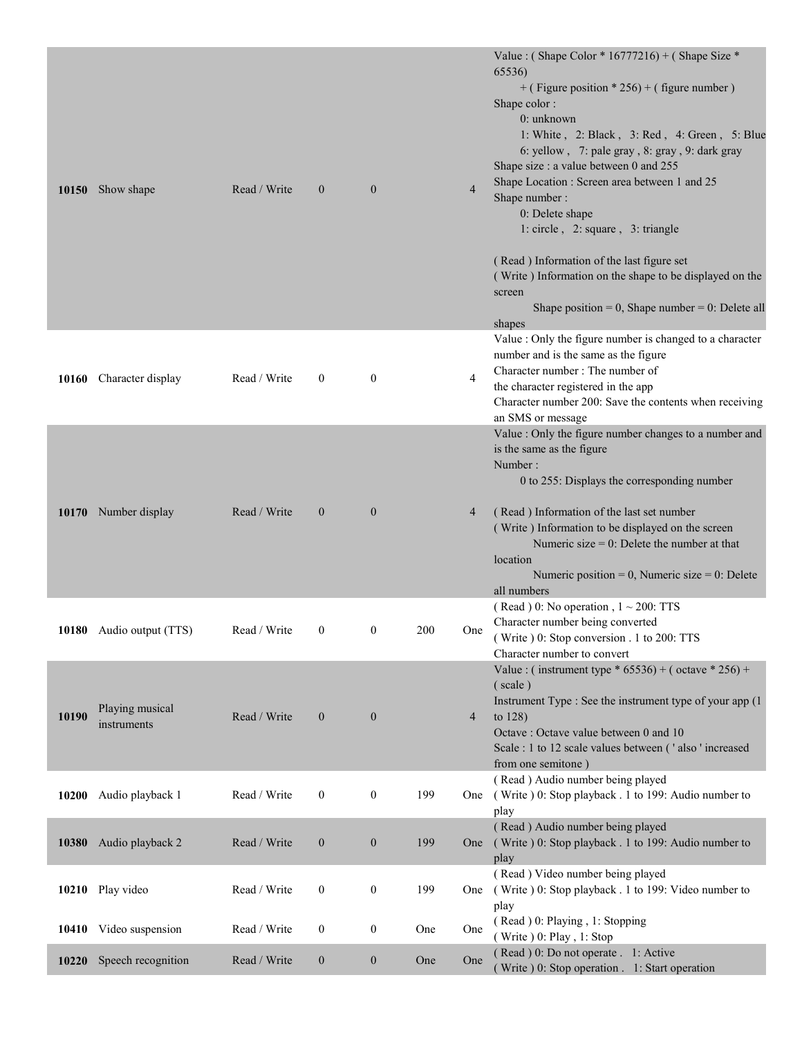| | | | | | | |
|---|---|---|---|---|---|---|
| **10150** | Show shape | Read / Write | 0 | 0 | | 4 | Value : ( Shape Color * 16777216) + ( Shape Size * 65536)<br>+ ( Figure position * 256) + ( figure number )<br>Shape color :<br>0: unknown<br>1: White , 2: Black , 3: Red , 4: Green , 5: Blue<br>6: yellow , 7: pale gray , 8: gray , 9: dark gray<br>Shape size : a value between 0 and 255<br>Shape Location : Screen area between 1 and 25<br>Shape number :<br>0: Delete shape<br>1: circle , 2: square , 3: triangle<br><br>( Read ) Information of the last figure set<br>( Write ) Information on the shape to be displayed on the screen<br>Shape position = 0, Shape number = 0: Delete all shapes |
| **10160** | Character display | Read / Write | 0 | 0 | | 4 | Value : Only the figure number is changed to a character number and is the same as the figure<br>Character number : The number of the character registered in the app<br>Character number 200: Save the contents when receiving an SMS or message |
| **10170** | Number display | Read / Write | 0 | 0 | | 4 | Value : Only the figure number changes to a number and is the same as the figure<br>Number :<br>0 to 255: Displays the corresponding number<br><br>( Read ) Information of the last set number<br>( Write ) Information to be displayed on the screen<br>Numeric size = 0: Delete the number at that location<br>Numeric position = 0, Numeric size = 0: Delete all numbers |
| **10180** | Audio output (TTS) | Read / Write | 0 | 0 | 200 | One | ( Read ) 0: No operation , 1 ~ 200: TTS Character number being converted<br>( Write ) 0: Stop conversion . 1 to 200: TTS Character number to convert |
| **10190** | Playing musical instruments | Read / Write | 0 | 0 | | 4 | Value : ( instrument type * 65536) + ( octave * 256) + ( scale )<br>Instrument Type : See the instrument type of your app (1 to 128)<br>Octave : Octave value between 0 and 10<br>Scale : 1 to 12 scale values between ( ' also ' increased from one semitone ) |
| **10200** | Audio playback 1 | Read / Write | 0 | 0 | 199 | One | ( Read ) Audio number being played<br>( Write ) 0: Stop playback . 1 to 199: Audio number to play |
| **10380** | Audio playback 2 | Read / Write | 0 | 0 | 199 | One | ( Read ) Audio number being played<br>( Write ) 0: Stop playback . 1 to 199: Audio number to play |
| **10210** | Play video | Read / Write | 0 | 0 | 199 | One | ( Read ) Video number being played<br>( Write ) 0: Stop playback . 1 to 199: Video number to play |
| **10410** | Video suspension | Read / Write | 0 | 0 | One | One | ( Read ) 0: Playing , 1: Stopping<br>( Write ) 0: Play , 1: Stop |
| **10220** | Speech recognition | Read / Write | 0 | 0 | One | One | ( Read ) 0: Do not operate . 1: Active<br>( Write ) 0: Stop operation . 1: Start operation |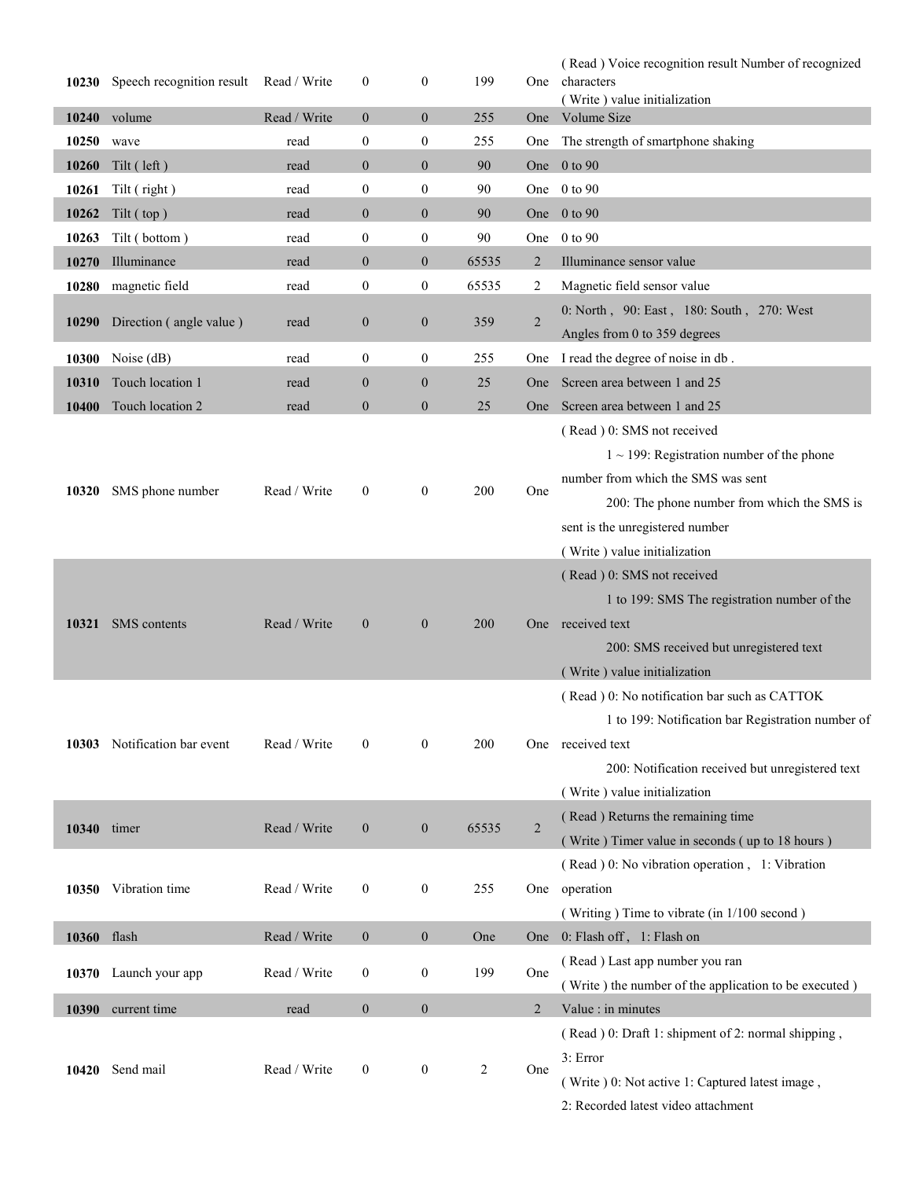| | | | | | | | |
|---|---|---|---|---|---|---|---|
| **10230** | Speech recognition result | Read / Write | 0 | 0 | 199 | One | ( Read ) Voice recognition result Number of recognized characters<br>( Write ) value initialization |
| **10240** | volume | Read / Write | 0 | 0 | 255 | One | Volume Size |
| **10250** | wave | read | 0 | 0 | 255 | One | The strength of smartphone shaking |
| **10260** | Tilt ( left ) | read | 0 | 0 | 90 | One | 0 to 90 |
| **10261** | Tilt ( right ) | read | 0 | 0 | 90 | One | 0 to 90 |
| **10262** | Tilt ( top ) | read | 0 | 0 | 90 | One | 0 to 90 |
| **10263** | Tilt ( bottom ) | read | 0 | 0 | 90 | One | 0 to 90 |
| **10270** | Illuminance | read | 0 | 0 | 65535 | 2 | Illuminance sensor value |
| **10280** | magnetic field | read | 0 | 0 | 65535 | 2 | Magnetic field sensor value |
| **10290** | Direction ( angle value ) | read | 0 | 0 | 359 | 2 | 0: North , 90: East , 180: South , 270: West<br>Angles from 0 to 359 degrees |
| **10300** | Noise (dB) | read | 0 | 0 | 255 | One | I read the degree of noise in db . |
| **10310** | Touch location 1 | read | 0 | 0 | 25 | One | Screen area between 1 and 25 |
| **10400** | Touch location 2 | read | 0 | 0 | 25 | One | Screen area between 1 and 25 |
| **10320** | SMS phone number | Read / Write | 0 | 0 | 200 | One | ( Read ) 0: SMS not received<br>1 ~ 199: Registration number of the phone number from which the SMS was sent<br>200: The phone number from which the SMS is sent is the unregistered number<br>( Write ) value initialization |
| **10321** | SMS contents | Read / Write | 0 | 0 | 200 | One | ( Read ) 0: SMS not received<br>1 to 199: SMS The registration number of the received text<br>200: SMS received but unregistered text<br>( Write ) value initialization |
| **10303** | Notification bar event | Read / Write | 0 | 0 | 200 | One | ( Read ) 0: No notification bar such as CATTOK<br>1 to 199: Notification bar Registration number of received text<br>200: Notification received but unregistered text<br>( Write ) value initialization |
| **10340** | timer | Read / Write | 0 | 0 | 65535 | 2 | ( Read ) Returns the remaining time<br>( Write ) Timer value in seconds ( up to 18 hours ) |
| **10350** | Vibration time | Read / Write | 0 | 0 | 255 | One | ( Read ) 0: No vibration operation , 1: Vibration operation<br>( Writing ) Time to vibrate (in 1/100 second ) |
| **10360** | flash | Read / Write | 0 | 0 | One | One | 0: Flash off , 1: Flash on |
| **10370** | Launch your app | Read / Write | 0 | 0 | 199 | One | ( Read ) Last app number you ran<br>( Write ) the number of the application to be executed ) |
| **10390** | current time | read | 0 | 0 | | 2 | Value : in minutes |
| **10420** | Send mail | Read / Write | 0 | 0 | 2 | One | ( Read ) 0: Draft 1: shipment of 2: normal shipping , 3: Error<br>( Write ) 0: Not active 1: Captured latest image , 2: Recorded latest video attachment |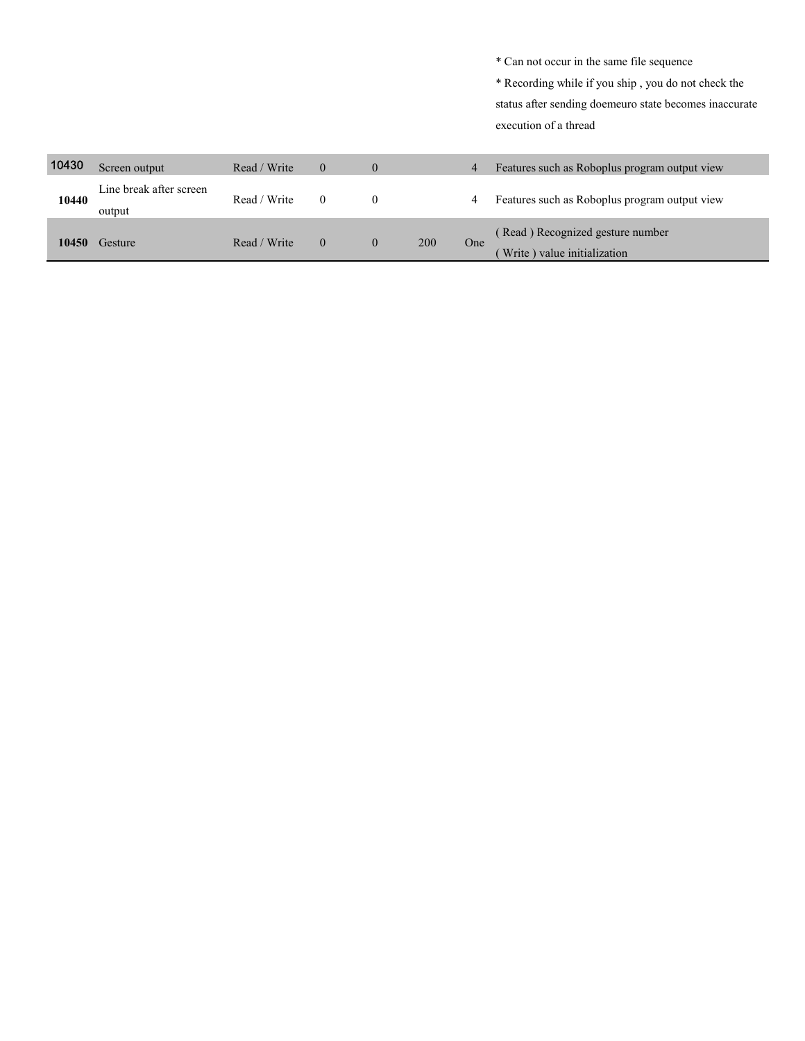| | | | | | | | |
|---|---|---|---|---|---|---|---|
| | | | | | | | * Can not occur in the same file sequence<br>* Recording while if you ship , you do not check the status after sending doemeuro state becomes inaccurate execution of a thread |
| 10430 | Screen output | Read / Write | 0 | 0 | | 4 | Features such as Roboplus program output view |
| **10440** | Line break after screen output | Read / Write | 0 | 0 | | 4 | Features such as Roboplus program output view |
| **10450** | Gesture | Read / Write | 0 | 0 | 200 | One | ( Read ) Recognized gesture number<br>( Write ) value initialization |